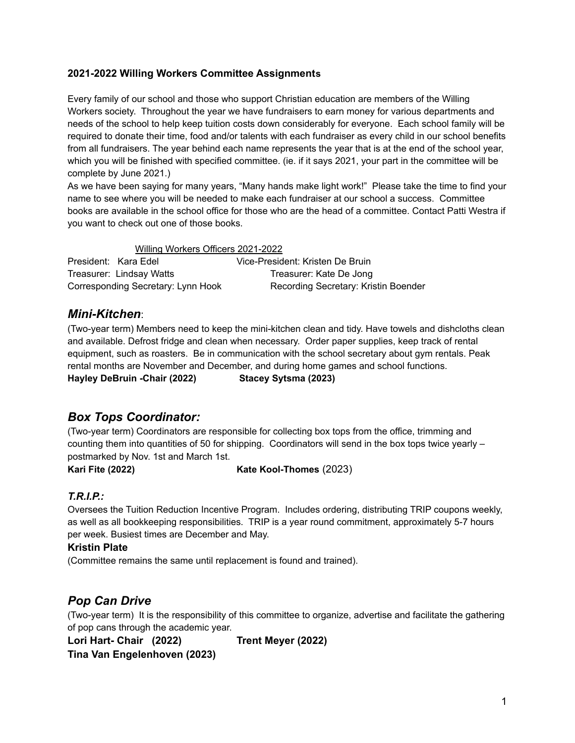**2021-2022 Willing Workers Committee Assignments**

Every family of our school and those who support Christian education are members of the Willing Workers society. Throughout the year we have fundraisers to earn money for various departments and needs of the school to help keep tuition costs down considerably for everyone. Each school family will be required to donate their time, food and/or talents with each fundraiser as every child in our school benefits from all fundraisers. The year behind each name represents the year that is at the end of the school year, which you will be finished with specified committee. (ie. if it says 2021, your part in the committee will be complete by June 2021.)

As we have been saying for many years, "Many hands make light work!" Please take the time to find your name to see where you will be needed to make each fundraiser at our school a success. Committee books are available in the school office for those who are the head of a committee. Contact Patti Westra if you want to check out one of those books.

Willing Workers Officers 2021-2022

President: Kara Edel
Vice-President: Kristen De Bruin
Treasurer: Lindsay Watts
Treasurer: Kate De Jong
Corresponding Secretary: Lynn Hook
Recording Secretary: Kristin Boender

## *Mini-Kitchen*:

(Two-year term) Members need to keep the mini-kitchen clean and tidy. Have towels and dishcloths clean and available. Defrost fridge and clean when necessary. Order paper supplies, keep track of rental equipment, such as roasters. Be in communication with the school secretary about gym rentals. Peak rental months are November and December, and during home games and school functions.

**Hayley DeBruin -Chair (2022)** **Stacey Sytsma (2023)**

## *Box Tops Coordinator:*

(Two-year term) Coordinators are responsible for collecting box tops from the office, trimming and counting them into quantities of 50 for shipping. Coordinators will send in the box tops twice yearly – postmarked by Nov. 1st and March 1st.

**Kari Fite (2022)** **Kate Kool-Thomes** (2023)

### *T.R.I.P.:*

Oversees the Tuition Reduction Incentive Program. Includes ordering, distributing TRIP coupons weekly, as well as all bookkeeping responsibilities. TRIP is a year round commitment, approximately 5-7 hours per week. Busiest times are December and May.

**Kristin Plate**

(Committee remains the same until replacement is found and trained).

## *Pop Can Drive*

(Two-year term) It is the responsibility of this committee to organize, advertise and facilitate the gathering of pop cans through the academic year.

**Lori Hart- Chair (2022)** **Trent Meyer (2022)**
**Tina Van Engelenhoven (2023)**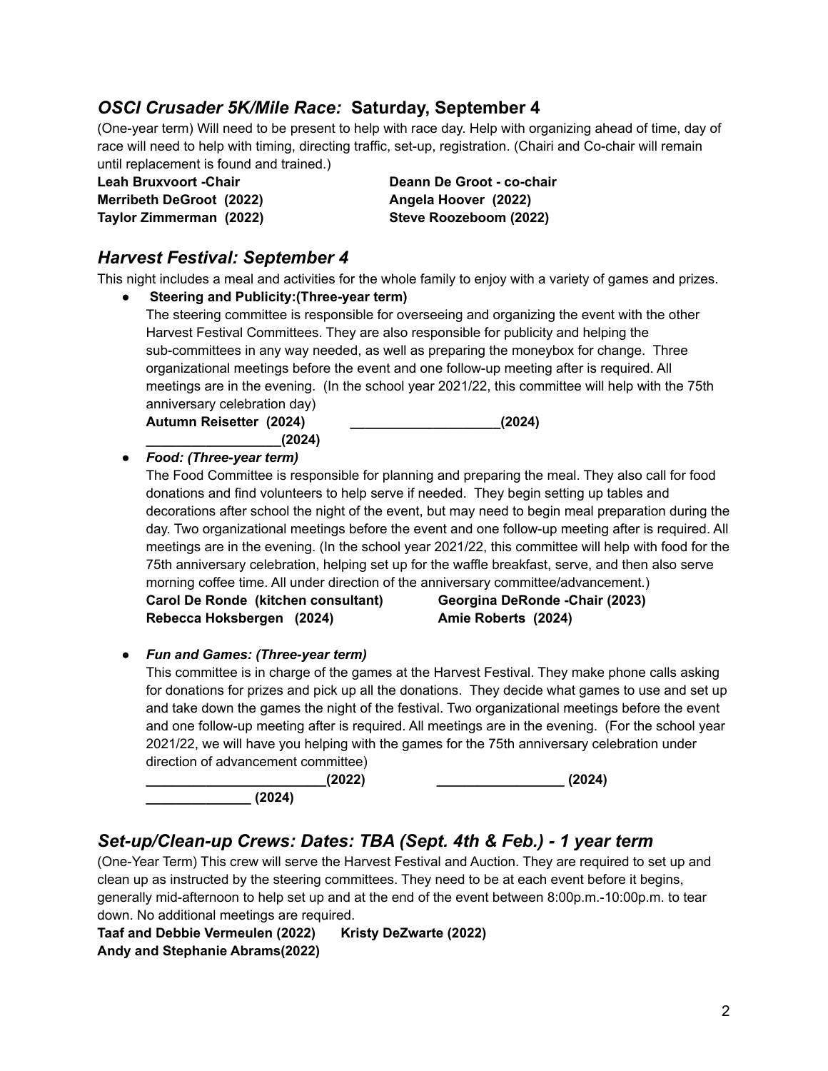## *OSCI Crusader 5K/Mile Race:* Saturday, September 4

(One-year term) Will need to be present to help with race day. Help with organizing ahead of time, day of race will need to help with timing, directing traffic, set-up, registration. (Chairi and Co-chair will remain until replacement is found and trained.)

**Leah Bruxvoort -Chair**
**Deann De Groot - co-chair**
**Merribeth DeGroot (2022)**
**Angela Hoover (2022)**
**Taylor Zimmerman (2022)**
**Steve Roozeboom (2022)**

## *Harvest Festival: September 4*

This night includes a meal and activities for the whole family to enjoy with a variety of games and prizes.

- **Steering and Publicity:(Three-year term)**
  The steering committee is responsible for overseeing and organizing the event with the other Harvest Festival Committees. They are also responsible for publicity and helping the sub-committees in any way needed, as well as preparing the moneybox for change. Three organizational meetings before the event and one follow-up meeting after is required. All meetings are in the evening. (In the school year 2021/22, this committee will help with the 75th anniversary celebration day)
  **Autumn Reisetter (2024)**
  **____________________(2024)**
  **__________________(2024)**

- ***Food: (Three-year term)***
  The Food Committee is responsible for planning and preparing the meal. They also call for food donations and find volunteers to help serve if needed. They begin setting up tables and decorations after school the night of the event, but may need to begin meal preparation during the day. Two organizational meetings before the event and one follow-up meeting after is required. All meetings are in the evening. (In the school year 2021/22, this committee will help with food for the 75th anniversary celebration, helping set up for the waffle breakfast, serve, and then also serve morning coffee time. All under direction of the anniversary committee/advancement.)
  **Carol De Ronde (kitchen consultant)**
  **Georgina DeRonde -Chair (2023)**
  **Rebecca Hoksbergen (2024)**
  **Amie Roberts (2024)**

- ***Fun and Games: (Three-year term)***
  This committee is in charge of the games at the Harvest Festival. They make phone calls asking for donations for prizes and pick up all the donations. They decide what games to use and set up and take down the games the night of the festival. Two organizational meetings before the event and one follow-up meeting after is required. All meetings are in the evening. (For the school year 2021/22, we will have you helping with the games for the 75th anniversary celebration under direction of advancement committee)
  **________________________(2022)**
  **_________________ (2024)**
  **______________ (2024)**

## *Set-up/Clean-up Crews: Dates: TBA (Sept. 4th & Feb.) - 1 year term*

(One-Year Term) This crew will serve the Harvest Festival and Auction. They are required to set up and clean up as instructed by the steering committees. They need to be at each event before it begins, generally mid-afternoon to help set up and at the end of the event between 8:00p.m.-10:00p.m. to tear down. No additional meetings are required.

**Taaf and Debbie Vermeulen (2022)**
**Kristy DeZwarte (2022)**
**Andy and Stephanie Abrams(2022)**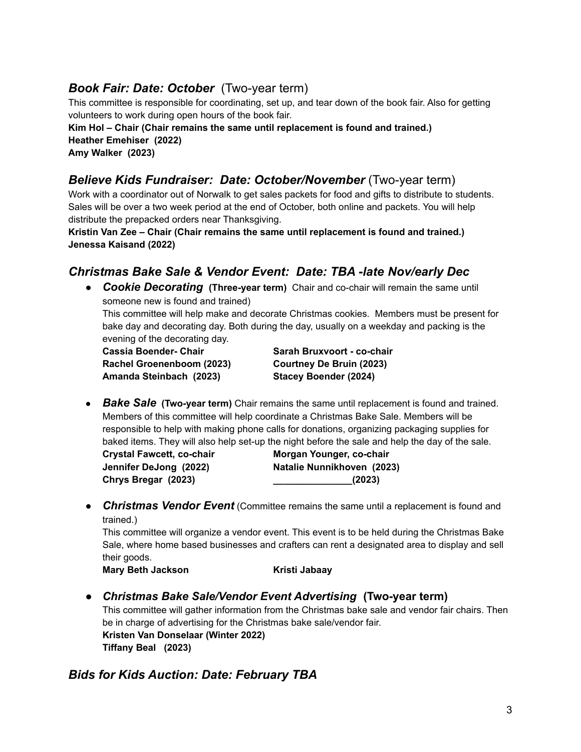## ***Book Fair: Date: October*** (Two-year term)

This committee is responsible for coordinating, set up, and tear down of the book fair. Also for getting volunteers to work during open hours of the book fair.

**Kim Hol – Chair (Chair remains the same until replacement is found and trained.)**
**Heather Emehiser (2022)**
**Amy Walker (2023)**

## ***Believe Kids Fundraiser: Date: October/November*** (Two-year term)

Work with a coordinator out of Norwalk to get sales packets for food and gifts to distribute to students. Sales will be over a two week period at the end of October, both online and packets. You will help distribute the prepacked orders near Thanksgiving.

**Kristin Van Zee – Chair (Chair remains the same until replacement is found and trained.)**
**Jenessa Kaisand (2022)**

## ***Christmas Bake Sale & Vendor Event: Date: TBA -late Nov/early Dec***

- ***Cookie Decorating*** **(Three-year term)** Chair and co-chair will remain the same until someone new is found and trained)
  This committee will help make and decorate Christmas cookies. Members must be present for bake day and decorating day. Both during the day, usually on a weekday and packing is the evening of the decorating day.
  **Cassia Boender- Chair**
  **Sarah Bruxvoort - co-chair**
  **Rachel Groenenboom (2023)**
  **Courtney De Bruin (2023)**
  **Amanda Steinbach (2023)**
  **Stacey Boender (2024)**

- ***Bake Sale*** **(Two-year term)** Chair remains the same until replacement is found and trained. Members of this committee will help coordinate a Christmas Bake Sale. Members will be responsible to help with making phone calls for donations, organizing packaging supplies for baked items. They will also help set-up the night before the sale and help the day of the sale.
  **Crystal Fawcett, co-chair**
  **Morgan Younger, co-chair**
  **Jennifer DeJong (2022)**
  **Natalie Nunnikhoven (2023)**
  **Chrys Bregar (2023)**
  **_______________(2023)**

- ***Christmas Vendor Event*** (Committee remains the same until a replacement is found and trained.)
  This committee will organize a vendor event. This event is to be held during the Christmas Bake Sale, where home based businesses and crafters can rent a designated area to display and sell their goods.
  **Mary Beth Jackson**
  **Kristi Jabaay**

- ***Christmas Bake Sale/Vendor Event Advertising*** **(Two-year term)**
  This committee will gather information from the Christmas bake sale and vendor fair chairs. Then be in charge of advertising for the Christmas bake sale/vendor fair.
  **Kristen Van Donselaar (Winter 2022)**
  **Tiffany Beal (2023)**

## ***Bids for Kids Auction: Date: February TBA***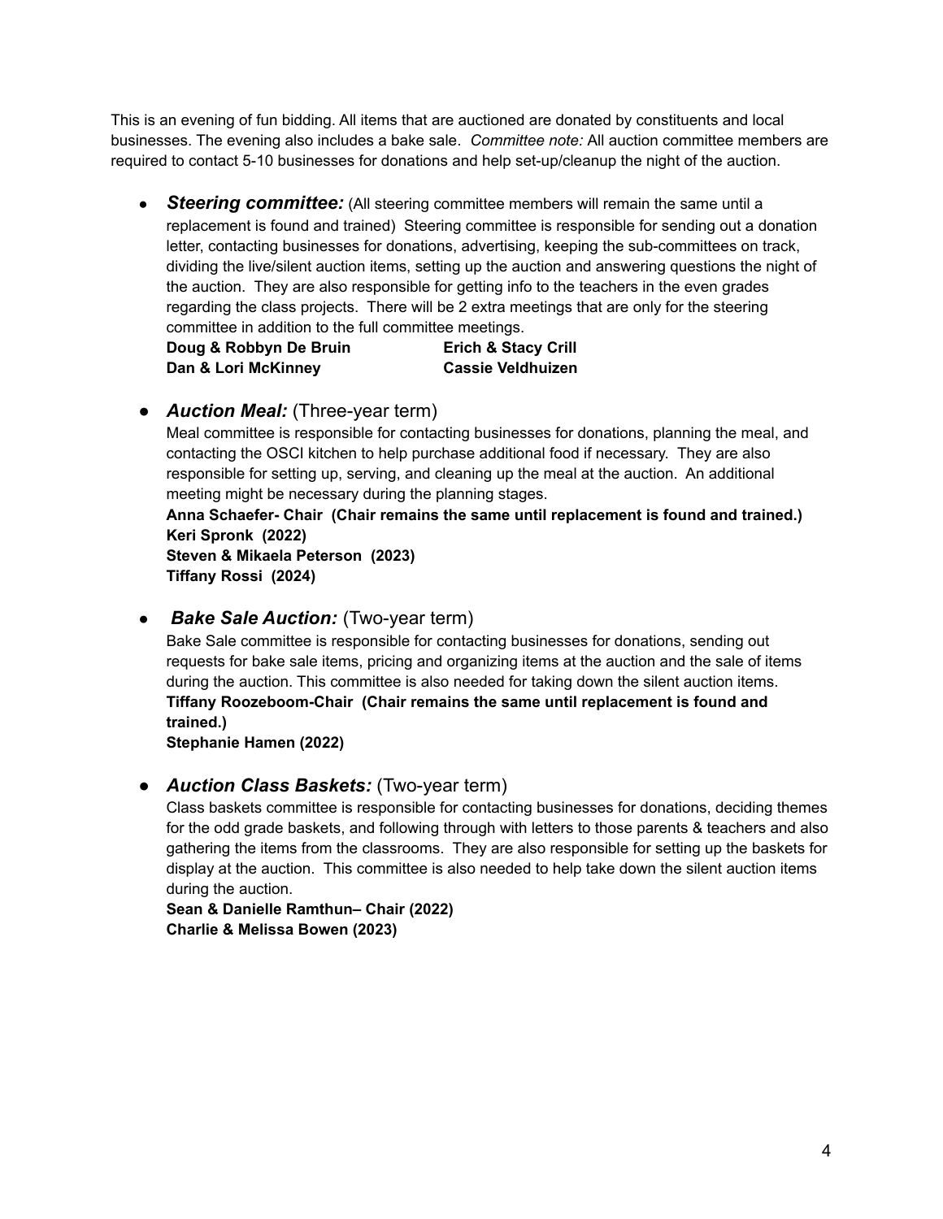This is an evening of fun bidding. All items that are auctioned are donated by constituents and local businesses. The evening also includes a bake sale. *Committee note:* All auction committee members are required to contact 5-10 businesses for donations and help set-up/cleanup the night of the auction.

- ***Steering committee:*** (All steering committee members will remain the same until a replacement is found and trained) Steering committee is responsible for sending out a donation letter, contacting businesses for donations, advertising, keeping the sub-committees on track, dividing the live/silent auction items, setting up the auction and answering questions the night of the auction. They are also responsible for getting info to the teachers in the even grades regarding the class projects. There will be 2 extra meetings that are only for the steering committee in addition to the full committee meetings.
  **Doug & Robbyn De Bruin** **Erich & Stacy Crill**
  **Dan & Lori McKinney** **Cassie Veldhuizen**

- ***Auction Meal:*** (Three-year term)
  Meal committee is responsible for contacting businesses for donations, planning the meal, and contacting the OSCI kitchen to help purchase additional food if necessary. They are also responsible for setting up, serving, and cleaning up the meal at the auction. An additional meeting might be necessary during the planning stages.
  **Anna Schaefer- Chair (Chair remains the same until replacement is found and trained.)**
  **Keri Spronk (2022)**
  **Steven & Mikaela Peterson (2023)**
  **Tiffany Rossi (2024)**

- ***Bake Sale Auction:*** (Two-year term)
  Bake Sale committee is responsible for contacting businesses for donations, sending out requests for bake sale items, pricing and organizing items at the auction and the sale of items during the auction. This committee is also needed for taking down the silent auction items.
  **Tiffany Roozeboom-Chair (Chair remains the same until replacement is found and trained.)**
  **Stephanie Hamen (2022)**

- ***Auction Class Baskets:*** (Two-year term)
  Class baskets committee is responsible for contacting businesses for donations, deciding themes for the odd grade baskets, and following through with letters to those parents & teachers and also gathering the items from the classrooms. They are also responsible for setting up the baskets for display at the auction. This committee is also needed to help take down the silent auction items during the auction.
  **Sean & Danielle Ramthun– Chair (2022)**
  **Charlie & Melissa Bowen (2023)**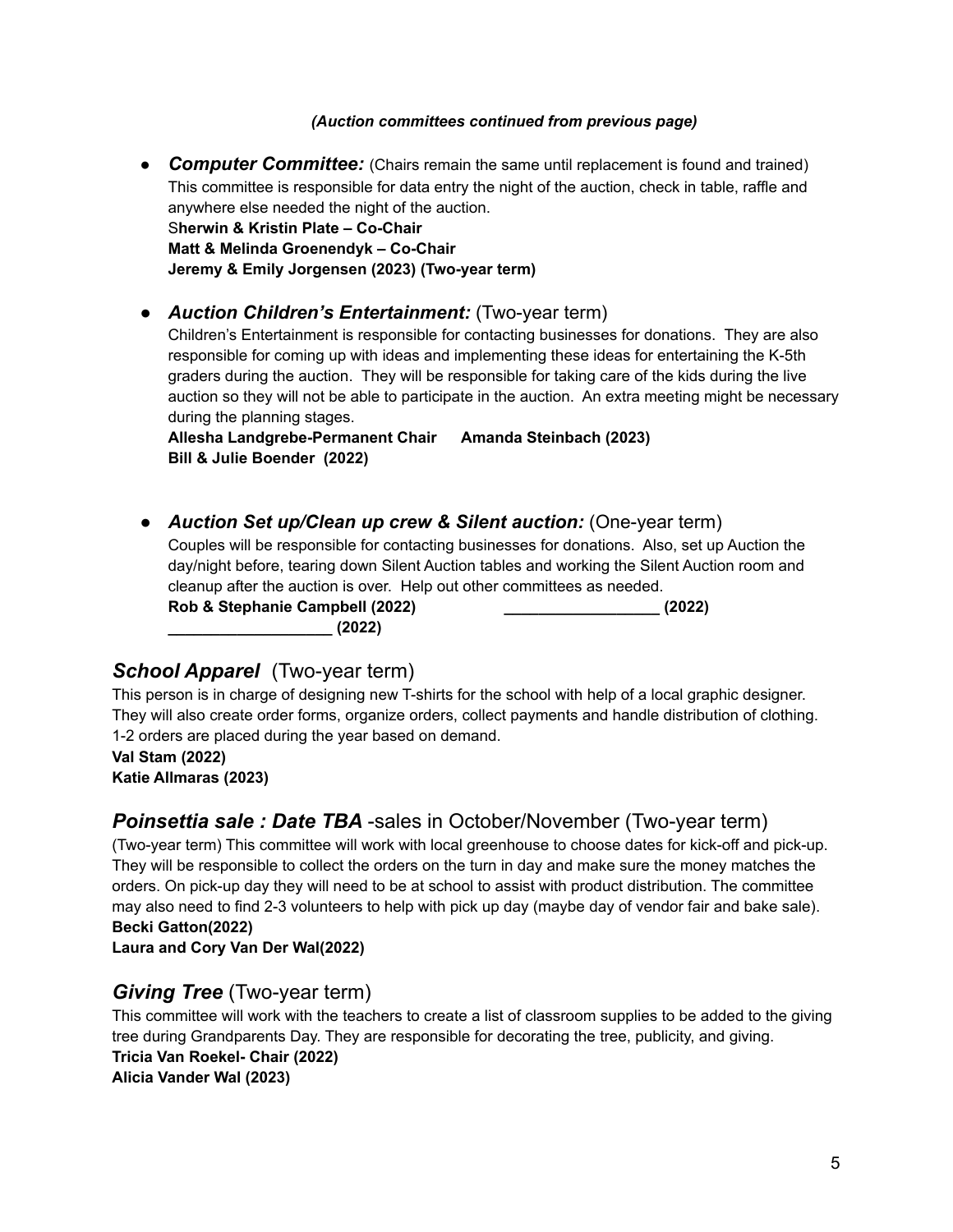***(Auction committees continued from previous page)***

- ***Computer Committee:*** (Chairs remain the same until replacement is found and trained)
  This committee is responsible for data entry the night of the auction, check in table, raffle and anywhere else needed the night of the auction.
  **Sherwin & Kristin Plate – Co-Chair**
  **Matt & Melinda Groenendyk – Co-Chair**
  **Jeremy & Emily Jorgensen (2023) (Two-year term)**

- ***Auction Children's Entertainment:*** (Two-year term)
  Children's Entertainment is responsible for contacting businesses for donations. They are also responsible for coming up with ideas and implementing these ideas for entertaining the K-5th graders during the auction. They will be responsible for taking care of the kids during the live auction so they will not be able to participate in the auction. An extra meeting might be necessary during the planning stages.
  **Allesha Landgrebe-Permanent Chair** **Amanda Steinbach (2023)**
  **Bill & Julie Boender (2022)**

- ***Auction Set up/Clean up crew & Silent auction:*** (One-year term)
  Couples will be responsible for contacting businesses for donations. Also, set up Auction the day/night before, tearing down Silent Auction tables and working the Silent Auction room and cleanup after the auction is over. Help out other committees as needed.
  **Rob & Stephanie Campbell (2022)** **__________________ (2022)**
  **___________________ (2022)**

## ***School Apparel*** (Two-year term)

This person is in charge of designing new T-shirts for the school with help of a local graphic designer. They will also create order forms, organize orders, collect payments and handle distribution of clothing. 1-2 orders are placed during the year based on demand.
**Val Stam (2022)**
**Katie Allmaras (2023)**

## ***Poinsettia sale : Date TBA*** -sales in October/November (Two-year term)

(Two-year term) This committee will work with local greenhouse to choose dates for kick-off and pick-up. They will be responsible to collect the orders on the turn in day and make sure the money matches the orders. On pick-up day they will need to be at school to assist with product distribution. The committee may also need to find 2-3 volunteers to help with pick up day (maybe day of vendor fair and bake sale).
**Becki Gatton(2022)**
**Laura and Cory Van Der Wal(2022)**

## ***Giving Tree*** (Two-year term)

This committee will work with the teachers to create a list of classroom supplies to be added to the giving tree during Grandparents Day. They are responsible for decorating the tree, publicity, and giving.
**Tricia Van Roekel- Chair (2022)**
**Alicia Vander Wal (2023)**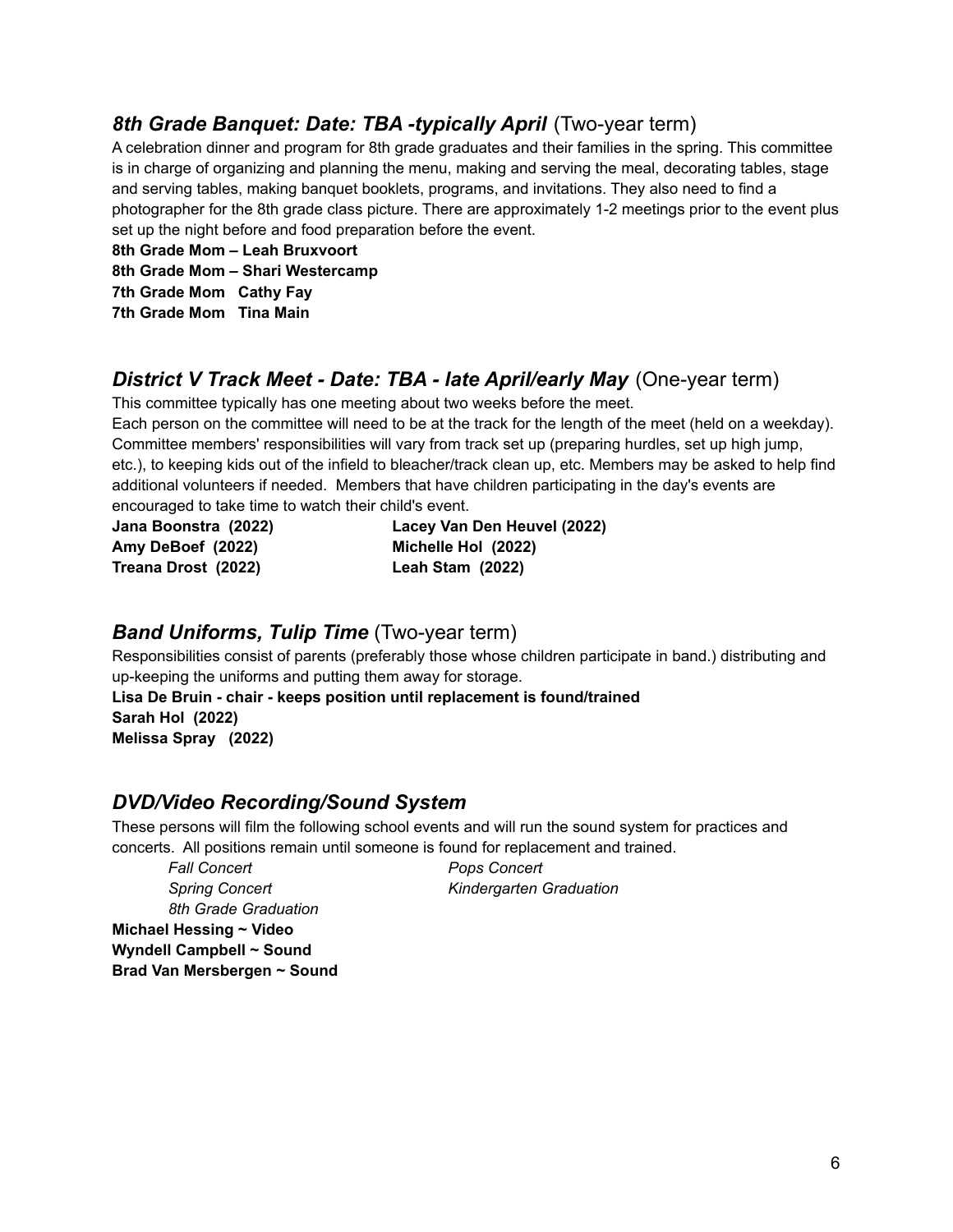### *8th Grade Banquet: Date: TBA -typically April* (Two-year term)

A celebration dinner and program for 8th grade graduates and their families in the spring. This committee is in charge of organizing and planning the menu, making and serving the meal, decorating tables, stage and serving tables, making banquet booklets, programs, and invitations. They also need to find a photographer for the 8th grade class picture. There are approximately 1-2 meetings prior to the event plus set up the night before and food preparation before the event.

**8th Grade Mom – Leah Bruxvoort**
**8th Grade Mom – Shari Westercamp**
**7th Grade Mom   Cathy Fay**
**7th Grade Mom   Tina Main**

### *District V Track Meet - Date: TBA - late April/early May* (One-year term)

This committee typically has one meeting about two weeks before the meet.
Each person on the committee will need to be at the track for the length of the meet (held on a weekday). Committee members' responsibilities will vary from track set up (preparing hurdles, set up high jump, etc.), to keeping kids out of the infield to bleacher/track clean up, etc. Members may be asked to help find additional volunteers if needed. Members that have children participating in the day's events are encouraged to take time to watch their child's event.

**Jana Boonstra (2022)**
**Amy DeBoef (2022)**
**Treana Drost (2022)**
**Lacey Van Den Heuvel (2022)**
**Michelle Hol (2022)**
**Leah Stam (2022)**

### *Band Uniforms, Tulip Time* (Two-year term)

Responsibilities consist of parents (preferably those whose children participate in band.) distributing and up-keeping the uniforms and putting them away for storage.

**Lisa De Bruin - chair - keeps position until replacement is found/trained**
**Sarah Hol (2022)**
**Melissa Spray (2022)**

### *DVD/Video Recording/Sound System*

These persons will film the following school events and will run the sound system for practices and concerts. All positions remain until someone is found for replacement and trained.

*Fall Concert*
*Spring Concert*
*8th Grade Graduation*
*Pops Concert*
*Kindergarten Graduation*

**Michael Hessing ~ Video**
**Wyndell Campbell ~ Sound**
**Brad Van Mersbergen ~ Sound**